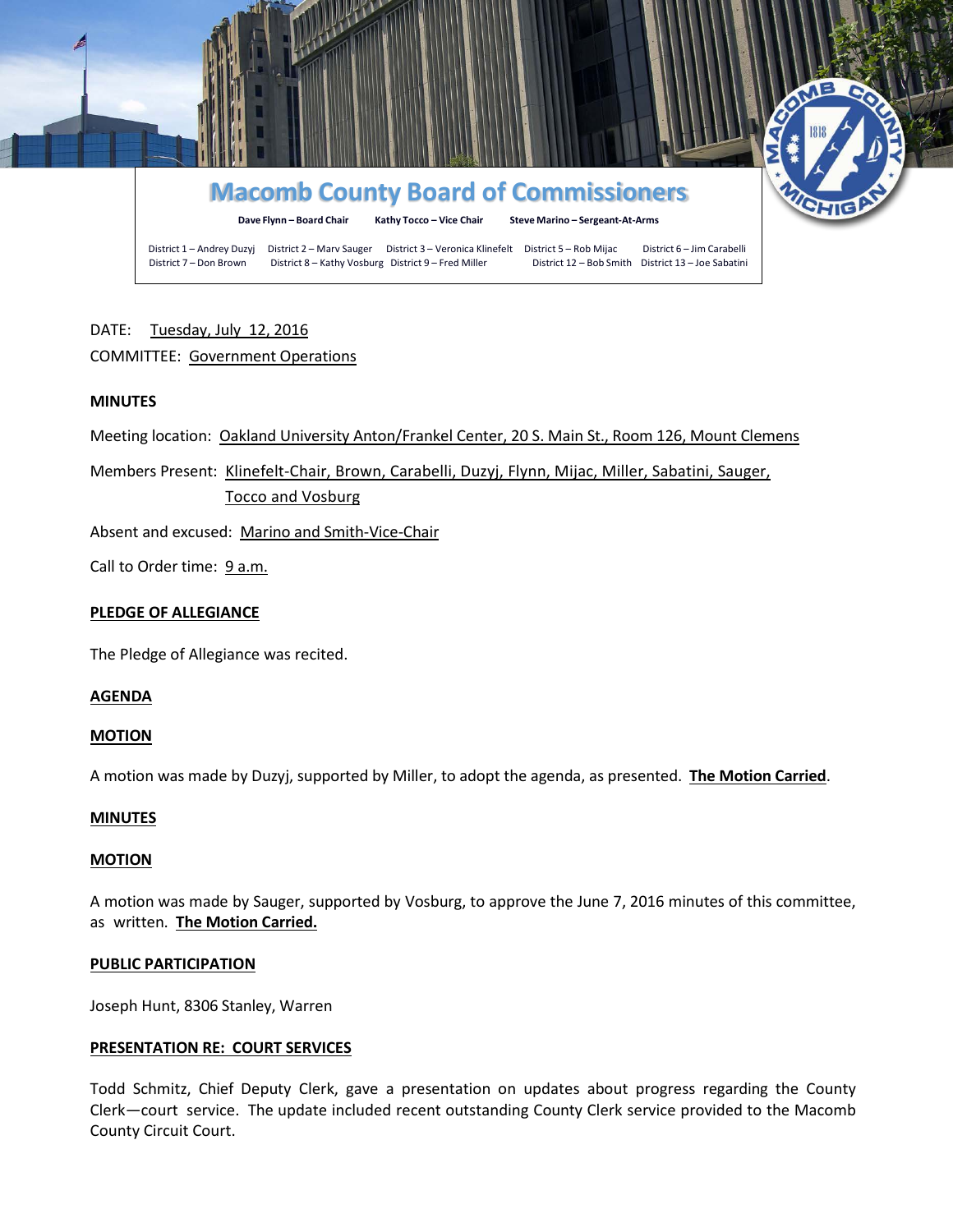# Macomb County Board of Commissioners

**Dave Flynn – Board Chair** **Kathy Tocco – Vice Chair** **Steve Marino – Sergeant-At-Arms**

District 1 – Andrey Duzyj District 2 – Marv Sauger District 3 – Veronica Klinefelt District 5 – Rob Mijac District 6 – Jim Carabelli
District 7 – Don Brown District 8 – Kathy Vosburg District 9 – Fred Miller District 12 – Bob Smith District 13 – Joe Sabatini

DATE: Tuesday, July 12, 2016

COMMITTEE: Government Operations

**MINUTES**

Meeting location: Oakland University Anton/Frankel Center, 20 S. Main St., Room 126, Mount Clemens

Members Present: Klinefelt-Chair, Brown, Carabelli, Duzyj, Flynn, Mijac, Miller, Sabatini, Sauger, Tocco and Vosburg

Absent and excused: Marino and Smith-Vice-Chair

Call to Order time: 9 a.m.

**PLEDGE OF ALLEGIANCE**

The Pledge of Allegiance was recited.

**AGENDA**

**MOTION**

A motion was made by Duzyj, supported by Miller, to adopt the agenda, as presented. **The Motion Carried**.

**MINUTES**

**MOTION**

A motion was made by Sauger, supported by Vosburg, to approve the June 7, 2016 minutes of this committee, as written. **The Motion Carried.**

**PUBLIC PARTICIPATION**

Joseph Hunt, 8306 Stanley, Warren

**PRESENTATION RE: COURT SERVICES**

Todd Schmitz, Chief Deputy Clerk, gave a presentation on updates about progress regarding the County Clerk—court service. The update included recent outstanding County Clerk service provided to the Macomb County Circuit Court.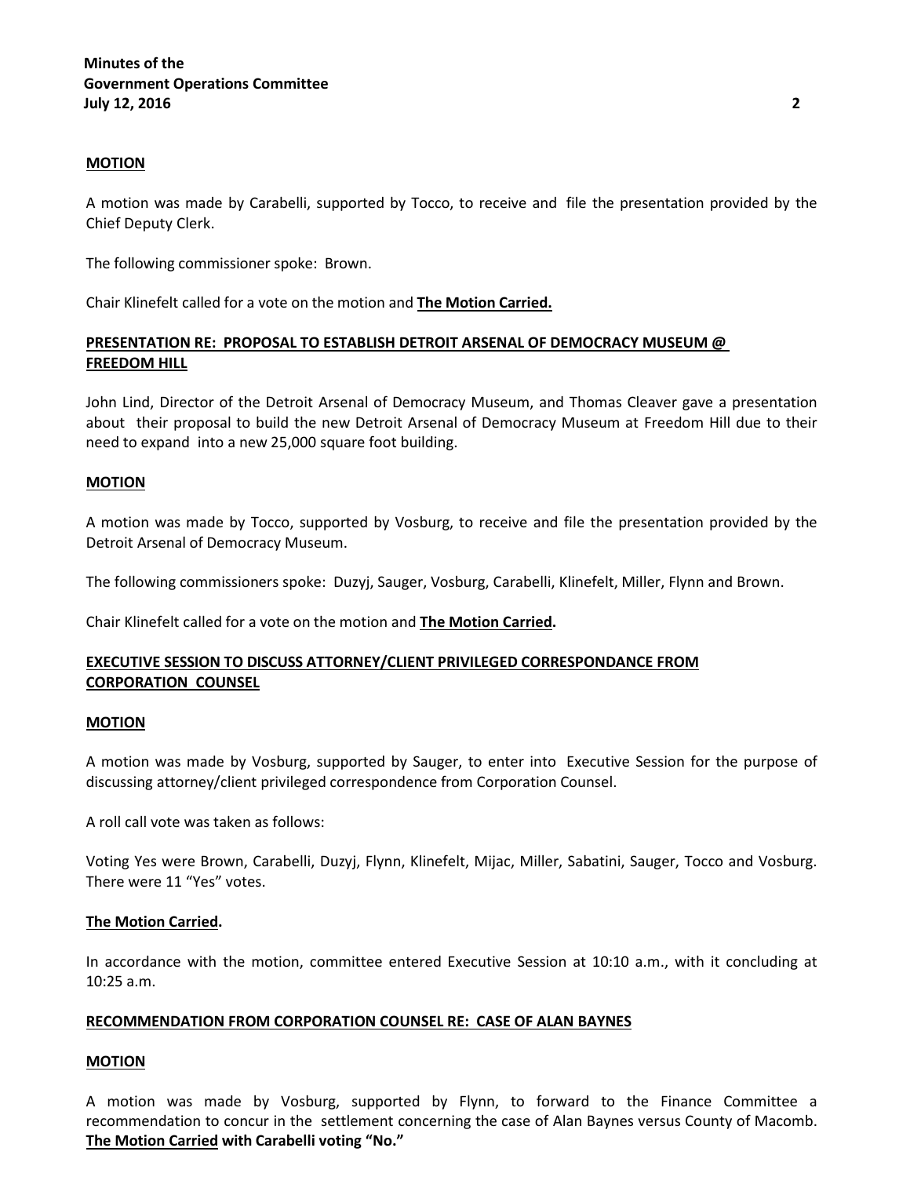**MOTION**

A motion was made by Carabelli, supported by Tocco, to receive and file the presentation provided by the Chief Deputy Clerk.

The following commissioner spoke: Brown.

Chair Klinefelt called for a vote on the motion and **The Motion Carried.**

**PRESENTATION RE: PROPOSAL TO ESTABLISH DETROIT ARSENAL OF DEMOCRACY MUSEUM @ FREEDOM HILL**

John Lind, Director of the Detroit Arsenal of Democracy Museum, and Thomas Cleaver gave a presentation about their proposal to build the new Detroit Arsenal of Democracy Museum at Freedom Hill due to their need to expand into a new 25,000 square foot building.

**MOTION**

A motion was made by Tocco, supported by Vosburg, to receive and file the presentation provided by the Detroit Arsenal of Democracy Museum.

The following commissioners spoke: Duzyj, Sauger, Vosburg, Carabelli, Klinefelt, Miller, Flynn and Brown.

Chair Klinefelt called for a vote on the motion and **The Motion Carried.**

**EXECUTIVE SESSION TO DISCUSS ATTORNEY/CLIENT PRIVILEGED CORRESPONDANCE FROM CORPORATION COUNSEL**

**MOTION**

A motion was made by Vosburg, supported by Sauger, to enter into Executive Session for the purpose of discussing attorney/client privileged correspondence from Corporation Counsel.

A roll call vote was taken as follows:

Voting Yes were Brown, Carabelli, Duzyj, Flynn, Klinefelt, Mijac, Miller, Sabatini, Sauger, Tocco and Vosburg. There were 11 "Yes" votes.

**The Motion Carried.**

In accordance with the motion, committee entered Executive Session at 10:10 a.m., with it concluding at 10:25 a.m.

**RECOMMENDATION FROM CORPORATION COUNSEL RE: CASE OF ALAN BAYNES**

**MOTION**

A motion was made by Vosburg, supported by Flynn, to forward to the Finance Committee a recommendation to concur in the settlement concerning the case of Alan Baynes versus County of Macomb. **The Motion Carried with Carabelli voting "No."**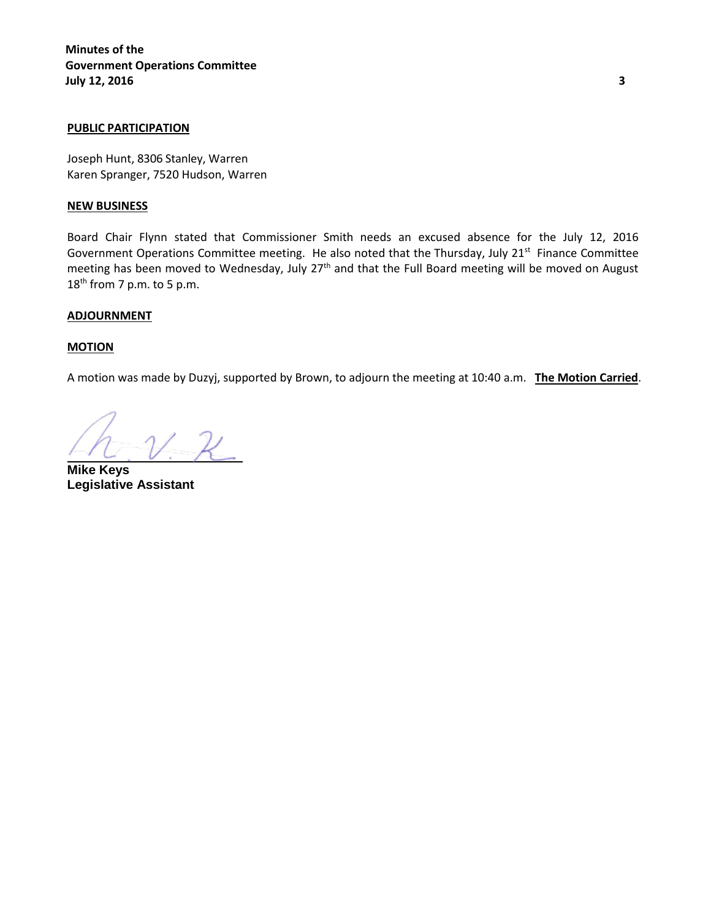**PUBLIC PARTICIPATION**

Joseph Hunt, 8306 Stanley, Warren
Karen Spranger, 7520 Hudson, Warren

**NEW BUSINESS**

Board Chair Flynn stated that Commissioner Smith needs an excused absence for the July 12, 2016 Government Operations Committee meeting. He also noted that the Thursday, July 21st Finance Committee meeting has been moved to Wednesday, July 27th and that the Full Board meeting will be moved on August 18th from 7 p.m. to 5 p.m.

**ADJOURNMENT**

**MOTION**

A motion was made by Duzyj, supported by Brown, to adjourn the meeting at 10:40 a.m. **The Motion Carried**.

**Mike Keys**
**Legislative Assistant**